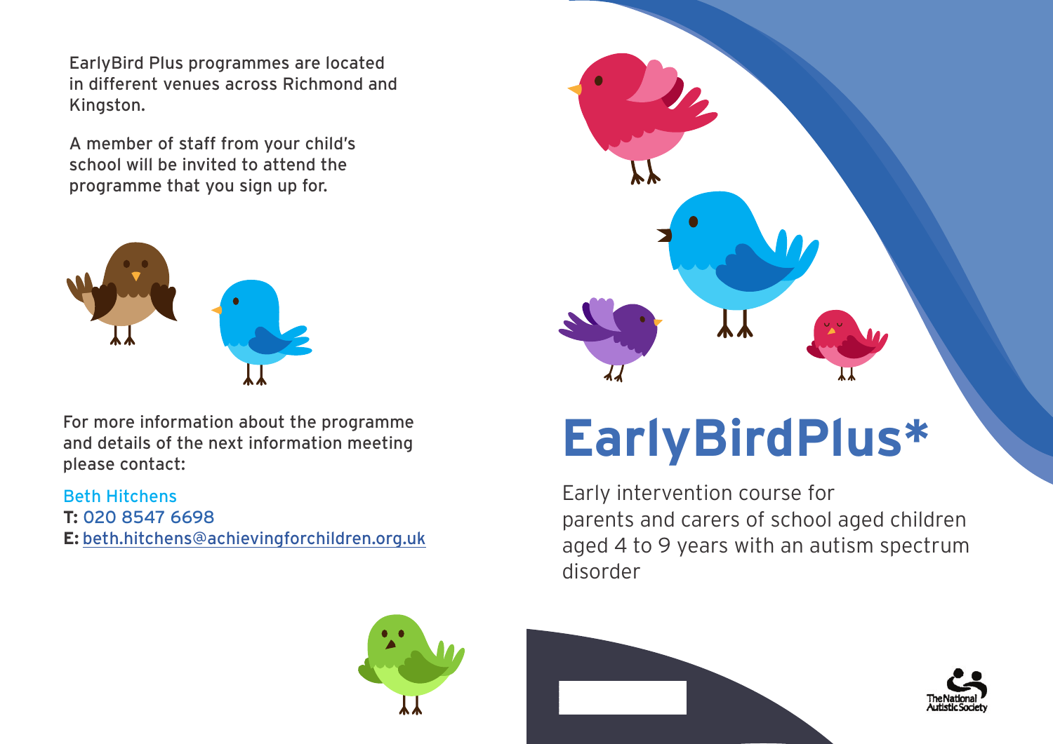EarlyBird Plus programmes are located in different venues across Richmond and Kingston.

A member of staff from your child's school will be invited to attend the programme that you sign up for.

For more information about the programme and details of the next information meeting please contact:

Beth Hitchens
**T:** 020 8547 6698
**E:** beth.hitchens@achievingforchildren.org.uk

# EarlyBirdPlus*

Early intervention course for parents and carers of school aged children aged 4 to 9 years with an autism spectrum disorder

The National Autistic Society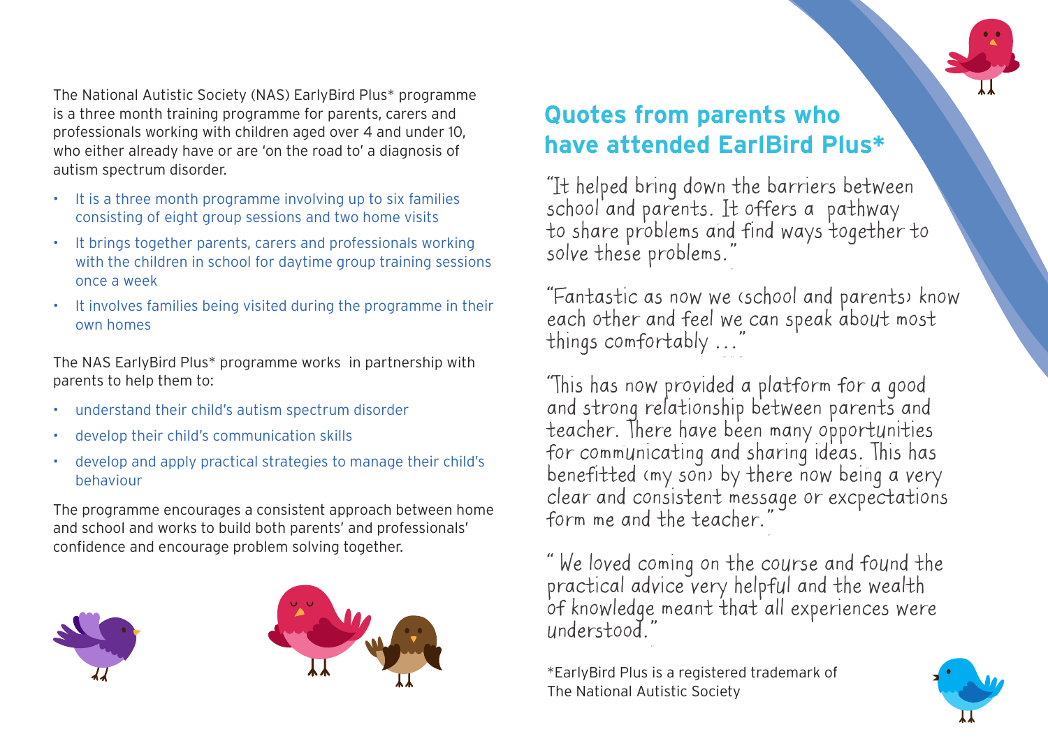The National Autistic Society (NAS) EarlyBird Plus* programme is a three month training programme for parents, carers and professionals working with children aged over 4 and under 10, who either already have or are 'on the road to' a diagnosis of autism spectrum disorder.

- It is a three month programme involving up to six families consisting of eight group sessions and two home visits
- It brings together parents, carers and professionals working with the children in school for daytime group training sessions once a week
- It involves families being visited during the programme in their own homes

The NAS EarlyBird Plus* programme works in partnership with parents to help them to:

- understand their child's autism spectrum disorder
- develop their child's communication skills
- develop and apply practical strategies to manage their child's behaviour

The programme encourages a consistent approach between home and school and works to build both parents' and professionals' confidence and encourage problem solving together.

## Quotes from parents who have attended EarlBird Plus*

"It helped bring down the barriers between school and parents. It offers a pathway to share problems and find ways together to solve these problems."

"Fantastic as now we (school and parents) know each other and feel we can speak about most things comfortably ..."

"This has now provided a platform for a good and strong relationship between parents and teacher. There have been many opportunities for communicating and sharing ideas. This has benefitted (my son) by there now being a very clear and consistent message or excpectations form me and the teacher."

" We loved coming on the course and found the practical advice very helpful and the wealth of knowledge meant that all experiences were understood."

*EarlyBird Plus is a registered trademark of The National Autistic Society